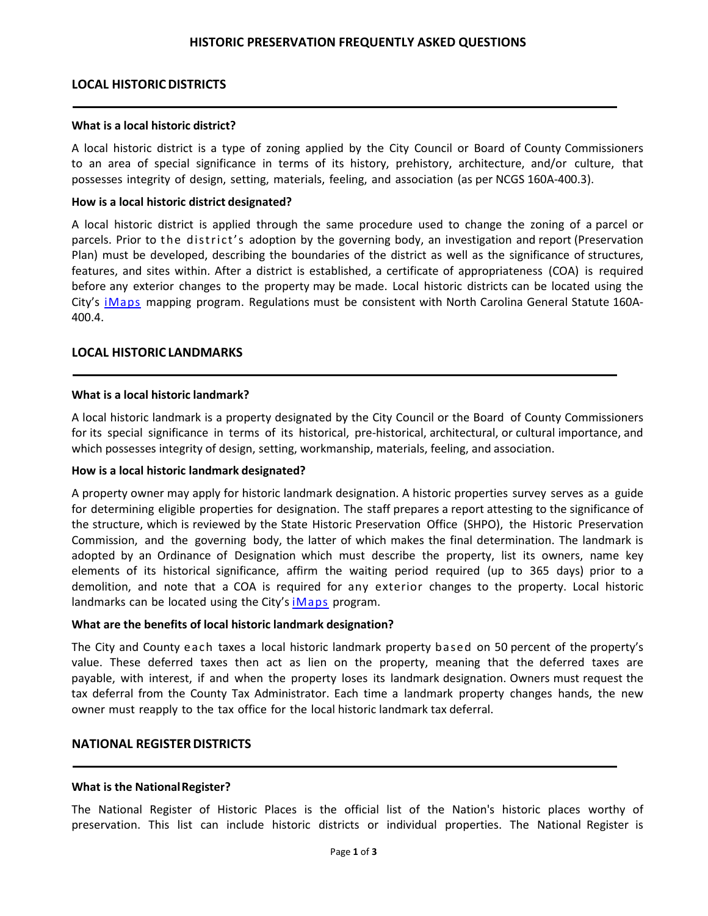# HISTORIC PRESERVATION FREQUENTLY ASKED QUESTIONS

## LOCAL HISTORIC DISTRICTS

**What is a local historic district?**

A local historic district is a type of zoning applied by the City Council or Board of County Commissioners to an area of special significance in terms of its history, prehistory, architecture, and/or culture, that possesses integrity of design, setting, materials, feeling, and association (as per NCGS 160A-400.3).

**How is a local historic district designated?**

A local historic district is applied through the same procedure used to change the zoning of a parcel or parcels. Prior to the district's adoption by the governing body, an investigation and report (Preservation Plan) must be developed, describing the boundaries of the district as well as the significance of structures, features, and sites within. After a district is established, a certificate of appropriateness (COA) is required before any exterior changes to the property may be made. Local historic districts can be located using the City's iMaps mapping program. Regulations must be consistent with North Carolina General Statute 160A-400.4.

## LOCAL HISTORIC LANDMARKS

**What is a local historic landmark?**

A local historic landmark is a property designated by the City Council or the Board of County Commissioners for its special significance in terms of its historical, pre-historical, architectural, or cultural importance, and which possesses integrity of design, setting, workmanship, materials, feeling, and association.

**How is a local historic landmark designated?**

A property owner may apply for historic landmark designation. A historic properties survey serves as a guide for determining eligible properties for designation. The staff prepares a report attesting to the significance of the structure, which is reviewed by the State Historic Preservation Office (SHPO), the Historic Preservation Commission, and the governing body, the latter of which makes the final determination. The landmark is adopted by an Ordinance of Designation which must describe the property, list its owners, name key elements of its historical significance, affirm the waiting period required (up to 365 days) prior to a demolition, and note that a COA is required for any exterior changes to the property. Local historic landmarks can be located using the City's iMaps program.

**What are the benefits of local historic landmark designation?**

The City and County each taxes a local historic landmark property based on 50 percent of the property's value. These deferred taxes then act as lien on the property, meaning that the deferred taxes are payable, with interest, if and when the property loses its landmark designation. Owners must request the tax deferral from the County Tax Administrator. Each time a landmark property changes hands, the new owner must reapply to the tax office for the local historic landmark tax deferral.

## NATIONAL REGISTER DISTRICTS

**What is the National Register?**

The National Register of Historic Places is the official list of the Nation's historic places worthy of preservation. This list can include historic districts or individual properties. The National Register is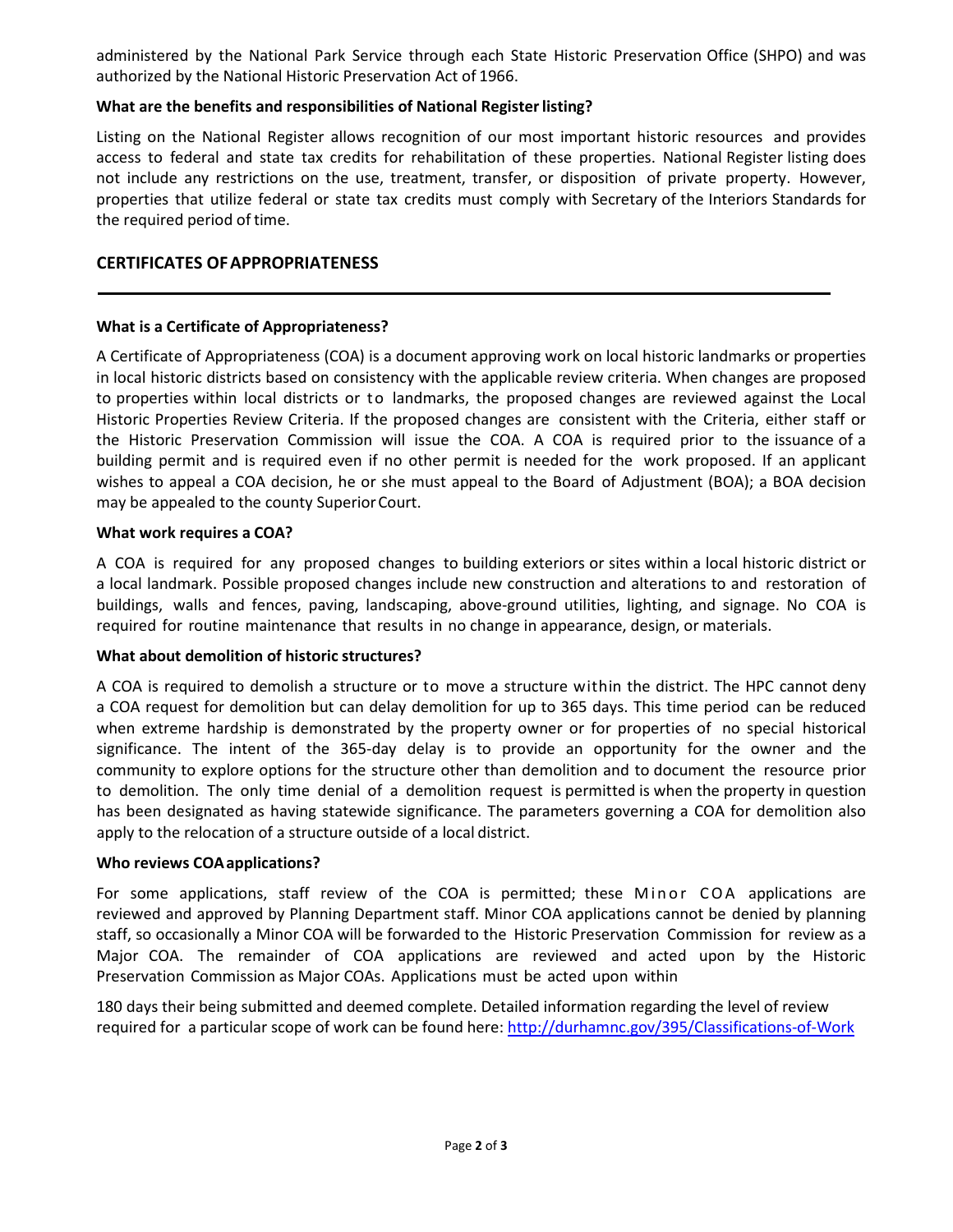administered by the National Park Service through each State Historic Preservation Office (SHPO) and was authorized by the National Historic Preservation Act of 1966.

**What are the benefits and responsibilities of National Register listing?**

Listing on the National Register allows recognition of our most important historic resources and provides access to federal and state tax credits for rehabilitation of these properties. National Register listing does not include any restrictions on the use, treatment, transfer, or disposition of private property. However, properties that utilize federal or state tax credits must comply with Secretary of the Interiors Standards for the required period of time.

## CERTIFICATES OF APPROPRIATENESS

**What is a Certificate of Appropriateness?**

A Certificate of Appropriateness (COA) is a document approving work on local historic landmarks or properties in local historic districts based on consistency with the applicable review criteria. When changes are proposed to properties within local districts or to landmarks, the proposed changes are reviewed against the Local Historic Properties Review Criteria. If the proposed changes are consistent with the Criteria, either staff or the Historic Preservation Commission will issue the COA. A COA is required prior to the issuance of a building permit and is required even if no other permit is needed for the work proposed. If an applicant wishes to appeal a COA decision, he or she must appeal to the Board of Adjustment (BOA); a BOA decision may be appealed to the county Superior Court.

**What work requires a COA?**

A COA is required for any proposed changes to building exteriors or sites within a local historic district or a local landmark. Possible proposed changes include new construction and alterations to and restoration of buildings, walls and fences, paving, landscaping, above-ground utilities, lighting, and signage. No COA is required for routine maintenance that results in no change in appearance, design, or materials.

**What about demolition of historic structures?**

A COA is required to demolish a structure or to move a structure within the district. The HPC cannot deny a COA request for demolition but can delay demolition for up to 365 days. This time period can be reduced when extreme hardship is demonstrated by the property owner or for properties of no special historical significance. The intent of the 365-day delay is to provide an opportunity for the owner and the community to explore options for the structure other than demolition and to document the resource prior to demolition. The only time denial of a demolition request is permitted is when the property in question has been designated as having statewide significance. The parameters governing a COA for demolition also apply to the relocation of a structure outside of a local district.

**Who reviews COA applications?**

For some applications, staff review of the COA is permitted; these Minor COA applications are reviewed and approved by Planning Department staff. Minor COA applications cannot be denied by planning staff, so occasionally a Minor COA will be forwarded to the Historic Preservation Commission for review as a Major COA. The remainder of COA applications are reviewed and acted upon by the Historic Preservation Commission as Major COAs. Applications must be acted upon within

180 days their being submitted and deemed complete. Detailed information regarding the level of review required for a particular scope of work can be found here: http://durhamnc.gov/395/Classifications-of-Work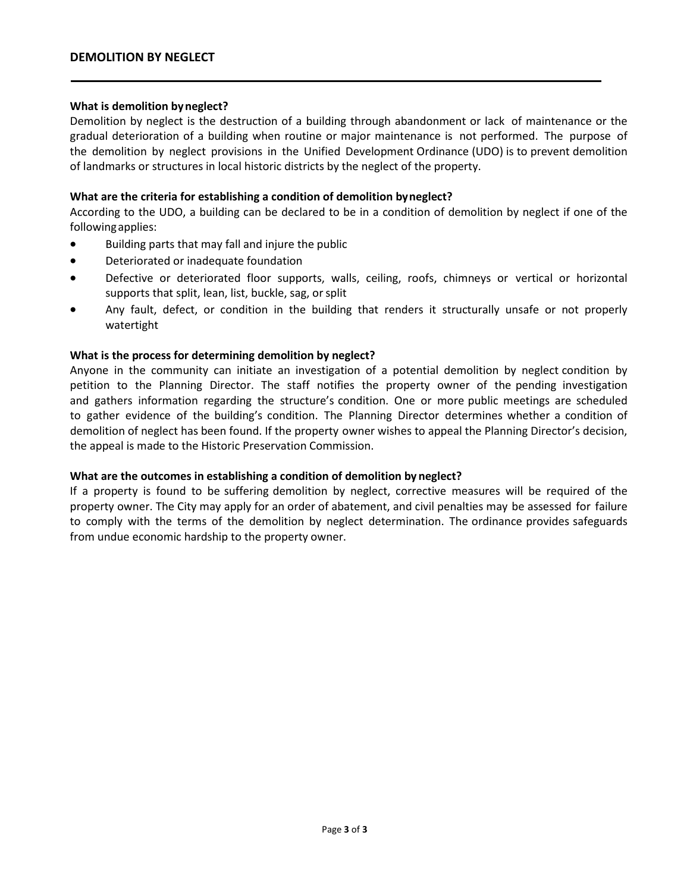## DEMOLITION BY NEGLECT

---

**What is demolition by neglect?**

Demolition by neglect is the destruction of a building through abandonment or lack of maintenance or the gradual deterioration of a building when routine or major maintenance is not performed. The purpose of the demolition by neglect provisions in the Unified Development Ordinance (UDO) is to prevent demolition of landmarks or structures in local historic districts by the neglect of the property.

**What are the criteria for establishing a condition of demolition by neglect?**

According to the UDO, a building can be declared to be in a condition of demolition by neglect if one of the following applies:

- Building parts that may fall and injure the public
- Deteriorated or inadequate foundation
- Defective or deteriorated floor supports, walls, ceiling, roofs, chimneys or vertical or horizontal supports that split, lean, list, buckle, sag, or split
- Any fault, defect, or condition in the building that renders it structurally unsafe or not properly watertight

**What is the process for determining demolition by neglect?**

Anyone in the community can initiate an investigation of a potential demolition by neglect condition by petition to the Planning Director. The staff notifies the property owner of the pending investigation and gathers information regarding the structure's condition. One or more public meetings are scheduled to gather evidence of the building's condition. The Planning Director determines whether a condition of demolition of neglect has been found. If the property owner wishes to appeal the Planning Director's decision, the appeal is made to the Historic Preservation Commission.

**What are the outcomes in establishing a condition of demolition by neglect?**

If a property is found to be suffering demolition by neglect, corrective measures will be required of the property owner. The City may apply for an order of abatement, and civil penalties may be assessed for failure to comply with the terms of the demolition by neglect determination. The ordinance provides safeguards from undue economic hardship to the property owner.